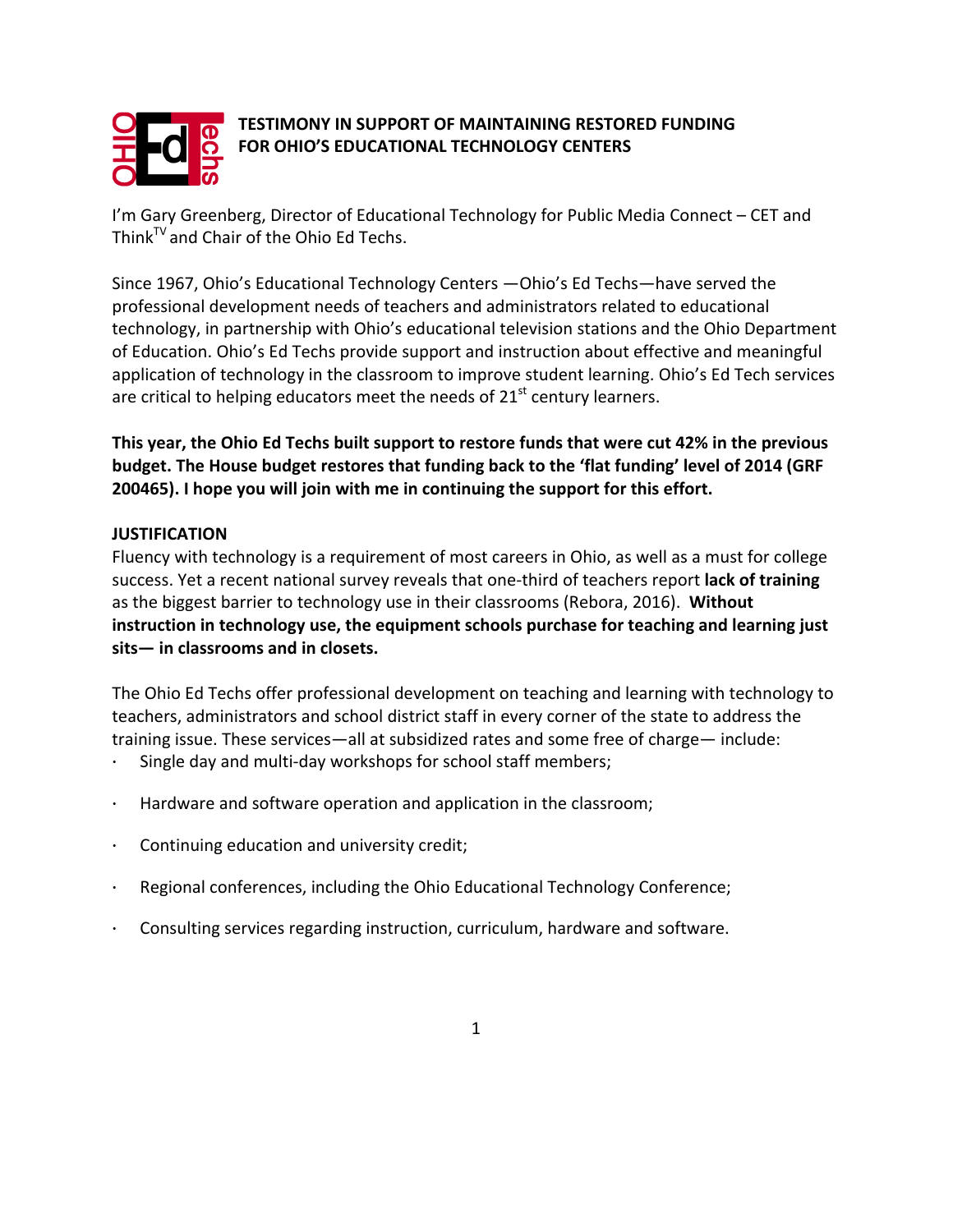# TESTIMONY IN SUPPORT OF MAINTAINING RESTORED FUNDING FOR OHIO'S EDUCATIONAL TECHNOLOGY CENTERS

I'm Gary Greenberg, Director of Educational Technology for Public Media Connect – CET and Think[TV] and Chair of the Ohio Ed Techs.

Since 1967, Ohio's Educational Technology Centers —Ohio's Ed Techs—have served the professional development needs of teachers and administrators related to educational technology, in partnership with Ohio's educational television stations and the Ohio Department of Education. Ohio's Ed Techs provide support and instruction about effective and meaningful application of technology in the classroom to improve student learning. Ohio's Ed Tech services are critical to helping educators meet the needs of 21st century learners.

**This year, the Ohio Ed Techs built support to restore funds that were cut 42% in the previous budget. The House budget restores that funding back to the 'flat funding' level of 2014 (GRF 200465). I hope you will join with me in continuing the support for this effort.**

## JUSTIFICATION

Fluency with technology is a requirement of most careers in Ohio, as well as a must for college success. Yet a recent national survey reveals that one-third of teachers report **lack of training** as the biggest barrier to technology use in their classrooms (Rebora, 2016). **Without instruction in technology use, the equipment schools purchase for teaching and learning just sits— in classrooms and in closets.**

The Ohio Ed Techs offer professional development on teaching and learning with technology to teachers, administrators and school district staff in every corner of the state to address the training issue. These services—all at subsidized rates and some free of charge— include:

- Single day and multi-day workshops for school staff members;
- Hardware and software operation and application in the classroom;
- Continuing education and university credit;
- Regional conferences, including the Ohio Educational Technology Conference;
- Consulting services regarding instruction, curriculum, hardware and software.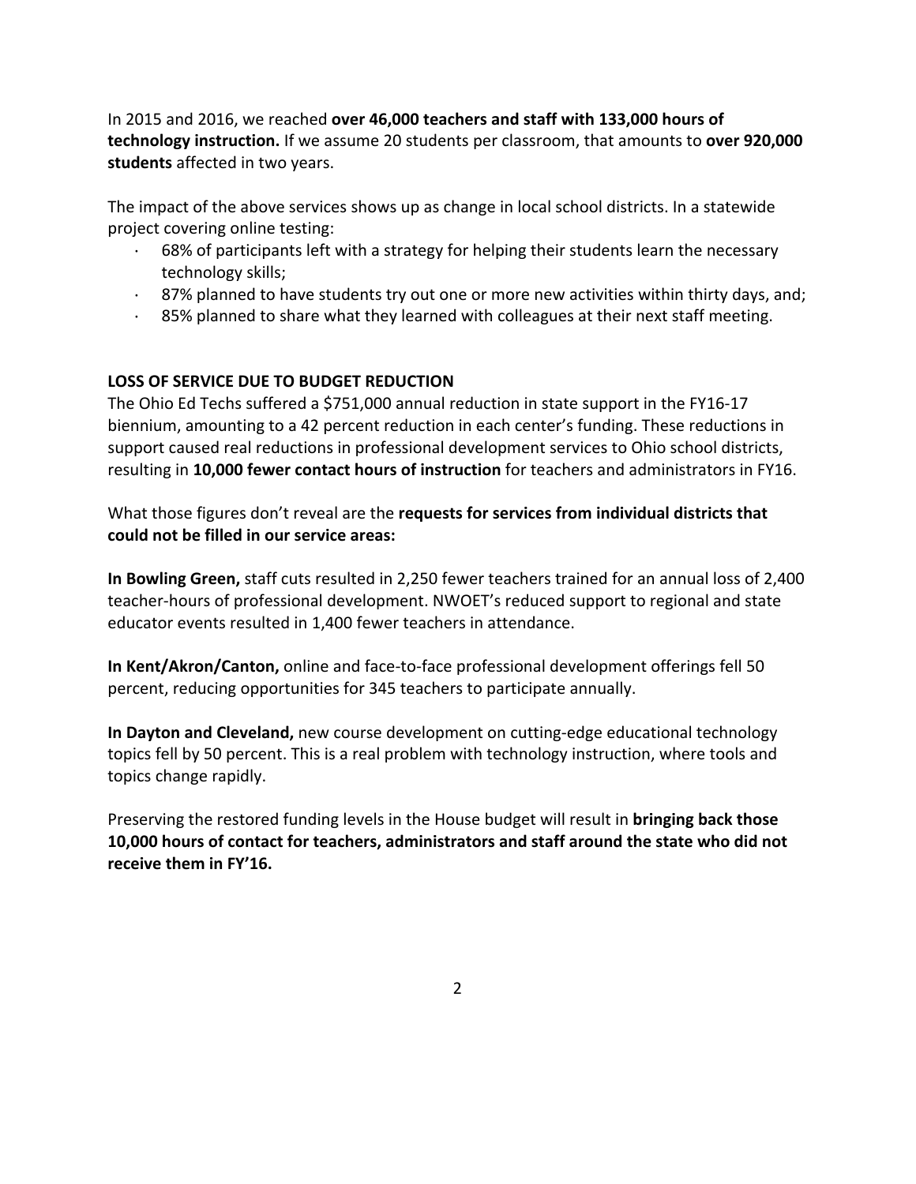In 2015 and 2016, we reached **over 46,000 teachers and staff with 133,000 hours of technology instruction.** If we assume 20 students per classroom, that amounts to **over 920,000 students** affected in two years.

The impact of the above services shows up as change in local school districts. In a statewide project covering online testing:

- 68% of participants left with a strategy for helping their students learn the necessary technology skills;
- 87% planned to have students try out one or more new activities within thirty days, and;
- 85% planned to share what they learned with colleagues at their next staff meeting.

**LOSS OF SERVICE DUE TO BUDGET REDUCTION**

The Ohio Ed Techs suffered a $751,000 annual reduction in state support in the FY16-17 biennium, amounting to a 42 percent reduction in each center's funding. These reductions in support caused real reductions in professional development services to Ohio school districts, resulting in **10,000 fewer contact hours of instruction** for teachers and administrators in FY16.

What those figures don't reveal are the **requests for services from individual districts that could not be filled in our service areas:**

**In Bowling Green,** staff cuts resulted in 2,250 fewer teachers trained for an annual loss of 2,400 teacher-hours of professional development. NWOET's reduced support to regional and state educator events resulted in 1,400 fewer teachers in attendance.

**In Kent/Akron/Canton,** online and face-to-face professional development offerings fell 50 percent, reducing opportunities for 345 teachers to participate annually.

**In Dayton and Cleveland,** new course development on cutting-edge educational technology topics fell by 50 percent. This is a real problem with technology instruction, where tools and topics change rapidly.

Preserving the restored funding levels in the House budget will result in **bringing back those 10,000 hours of contact for teachers, administrators and staff around the state who did not receive them in FY'16.**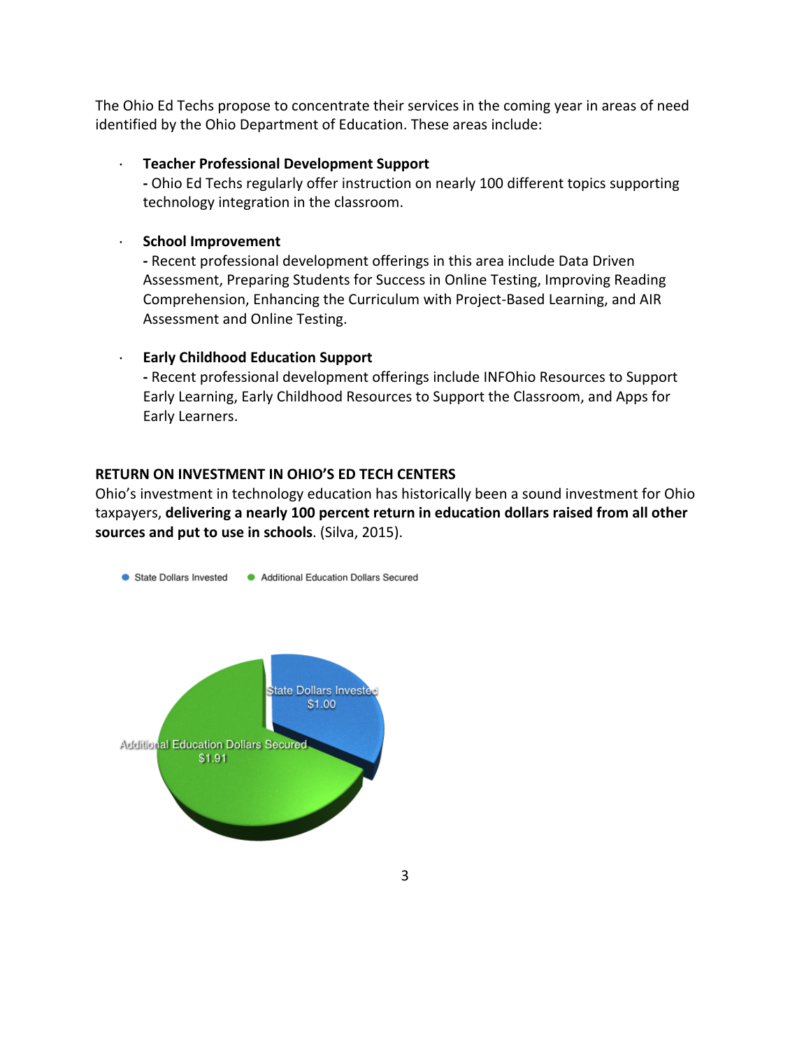The Ohio Ed Techs propose to concentrate their services in the coming year in areas of need identified by the Ohio Department of Education. These areas include:

- **Teacher Professional Development Support**
  **-** Ohio Ed Techs regularly offer instruction on nearly 100 different topics supporting technology integration in the classroom.

- **School Improvement**
  **-** Recent professional development offerings in this area include Data Driven Assessment, Preparing Students for Success in Online Testing, Improving Reading Comprehension, Enhancing the Curriculum with Project-Based Learning, and AIR Assessment and Online Testing.

- **Early Childhood Education Support**
  **-** Recent professional development offerings include INFOhio Resources to Support Early Learning, Early Childhood Resources to Support the Classroom, and Apps for Early Learners.

**RETURN ON INVESTMENT IN OHIO'S ED TECH CENTERS**

Ohio's investment in technology education has historically been a sound investment for Ohio taxpayers, **delivering a nearly 100 percent return in education dollars raised from all other sources and put to use in schools**. (Silva, 2015).

State Dollars Invested    Additional Education Dollars Secured

State Dollars Invested $1.00

Additional Education Dollars Secured $1.91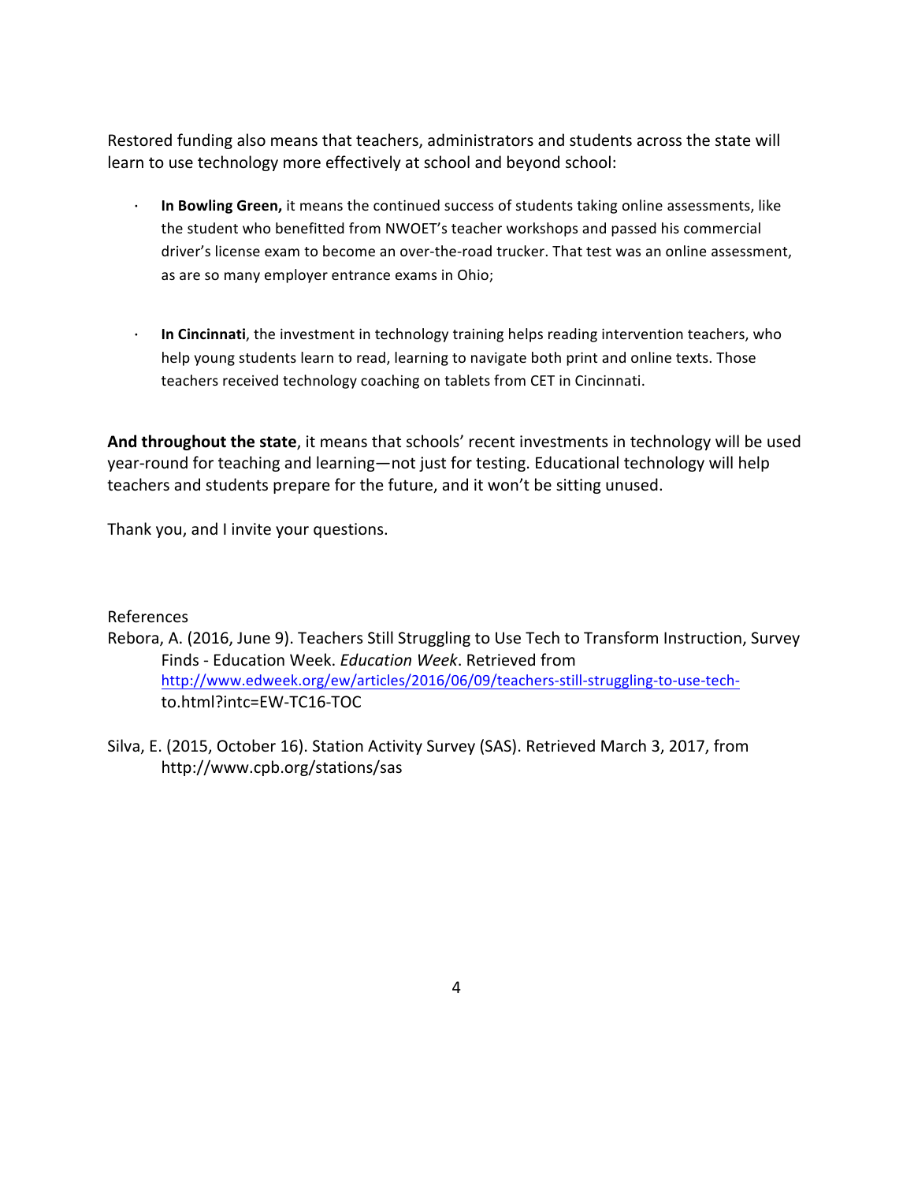Restored funding also means that teachers, administrators and students across the state will learn to use technology more effectively at school and beyond school:

- **In Bowling Green,** it means the continued success of students taking online assessments, like the student who benefitted from NWOET's teacher workshops and passed his commercial driver's license exam to become an over-the-road trucker. That test was an online assessment, as are so many employer entrance exams in Ohio;

- **In Cincinnati**, the investment in technology training helps reading intervention teachers, who help young students learn to read, learning to navigate both print and online texts. Those teachers received technology coaching on tablets from CET in Cincinnati.

**And throughout the state**, it means that schools' recent investments in technology will be used year-round for teaching and learning—not just for testing. Educational technology will help teachers and students prepare for the future, and it won't be sitting unused.

Thank you, and I invite your questions.

References

Rebora, A. (2016, June 9). Teachers Still Struggling to Use Tech to Transform Instruction, Survey Finds - Education Week. *Education Week*. Retrieved from http://www.edweek.org/ew/articles/2016/06/09/teachers-still-struggling-to-use-tech-to.html?intc=EW-TC16-TOC

Silva, E. (2015, October 16). Station Activity Survey (SAS). Retrieved March 3, 2017, from http://www.cpb.org/stations/sas